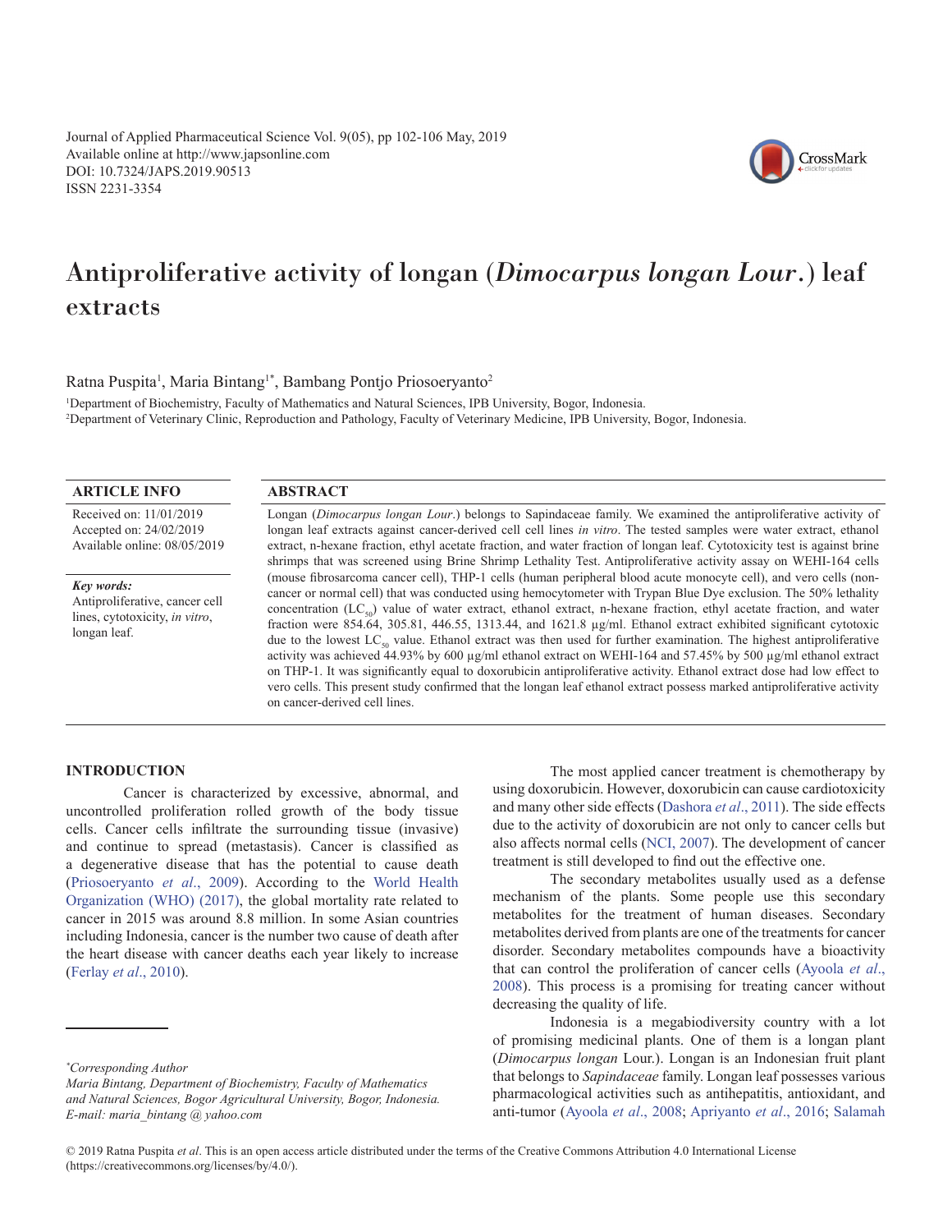# Antiproliferative activity of longan (*Dimocarpus longan Lour*.) leaf extracts

Ratna Puspita[1], Maria Bintang[1*], Bambang Pontjo Priosoeryanto[2]

[1]Department of Biochemistry, Faculty of Mathematics and Natural Sciences, IPB University, Bogor, Indonesia.
[2]Department of Veterinary Clinic, Reproduction and Pathology, Faculty of Veterinary Medicine, IPB University, Bogor, Indonesia.

## ARTICLE INFO

Received on: 11/01/2019
Accepted on: 24/02/2019
Available online: 08/05/2019

***Key words:***
Antiproliferative, cancer cell lines, cytotoxicity, *in vitro*, longan leaf.

## ABSTRACT

Longan (*Dimocarpus longan Lour*.) belongs to Sapindaceae family. We examined the antiproliferative activity of longan leaf extracts against cancer-derived cell cell lines *in vitro*. The tested samples were water extract, ethanol extract, n-hexane fraction, ethyl acetate fraction, and water fraction of longan leaf. Cytotoxicity test is against brine shrimps that was screened using Brine Shrimp Lethality Test. Antiproliferative activity assay on WEHI-164 cells (mouse fibrosarcoma cancer cell), THP-1 cells (human peripheral blood acute monocyte cell), and vero cells (non-cancer or normal cell) that was conducted using hemocytometer with Trypan Blue Dye exclusion. The 50% lethality concentration ($LC_{50}$) value of water extract, ethanol extract, n-hexane fraction, ethyl acetate fraction, and water fraction were 854.64, 305.81, 446.55, 1313.44, and 1621.8 µg/ml. Ethanol extract exhibited significant cytotoxic due to the lowest $LC_{50}$ value. Ethanol extract was then used for further examination. The highest antiproliferative activity was achieved 44.93% by 600 µg/ml ethanol extract on WEHI-164 and 57.45% by 500 µg/ml ethanol extract on THP-1. It was significantly equal to doxorubicin antiproliferative activity. Ethanol extract dose had low effect to vero cells. This present study confirmed that the longan leaf ethanol extract possess marked antiproliferative activity on cancer-derived cell lines.

## INTRODUCTION

Cancer is characterized by excessive, abnormal, and uncontrolled proliferation rolled growth of the body tissue cells. Cancer cells infiltrate the surrounding tissue (invasive) and continue to spread (metastasis). Cancer is classified as a degenerative disease that has the potential to cause death (Priosoeryanto *et al*., 2009). According to the World Health Organization (WHO) (2017), the global mortality rate related to cancer in 2015 was around 8.8 million. In some Asian countries including Indonesia, cancer is the number two cause of death after the heart disease with cancer deaths each year likely to increase (Ferlay *et al*., 2010).

The most applied cancer treatment is chemotherapy by using doxorubicin. However, doxorubicin can cause cardiotoxicity and many other side effects (Dashora *et al*., 2011). The side effects due to the activity of doxorubicin are not only to cancer cells but also affects normal cells (NCI, 2007). The development of cancer treatment is still developed to find out the effective one.

The secondary metabolites usually used as a defense mechanism of the plants. Some people use this secondary metabolites for the treatment of human diseases. Secondary metabolites derived from plants are one of the treatments for cancer disorder. Secondary metabolites compounds have a bioactivity that can control the proliferation of cancer cells (Ayoola *et al*., 2008). This process is a promising for treating cancer without decreasing the quality of life.

Indonesia is a megabiodiversity country with a lot of promising medicinal plants. One of them is a longan plant (*Dimocarpus longan* Lour.). Longan is an Indonesian fruit plant that belongs to *Sapindaceae* family. Longan leaf possesses various pharmacological activities such as antihepatitis, antioxidant, and anti-tumor (Ayoola *et al*., 2008; Apriyanto *et al*., 2016; Salamah

*\*Corresponding Author*
*Maria Bintang, Department of Biochemistry, Faculty of Mathematics and Natural Sciences, Bogor Agricultural University, Bogor, Indonesia.*
*E-mail: maria_bintang @ yahoo.com*

© 2019 Ratna Puspita *et al*. This is an open access article distributed under the terms of the Creative Commons Attribution 4.0 International License (https://creativecommons.org/licenses/by/4.0/).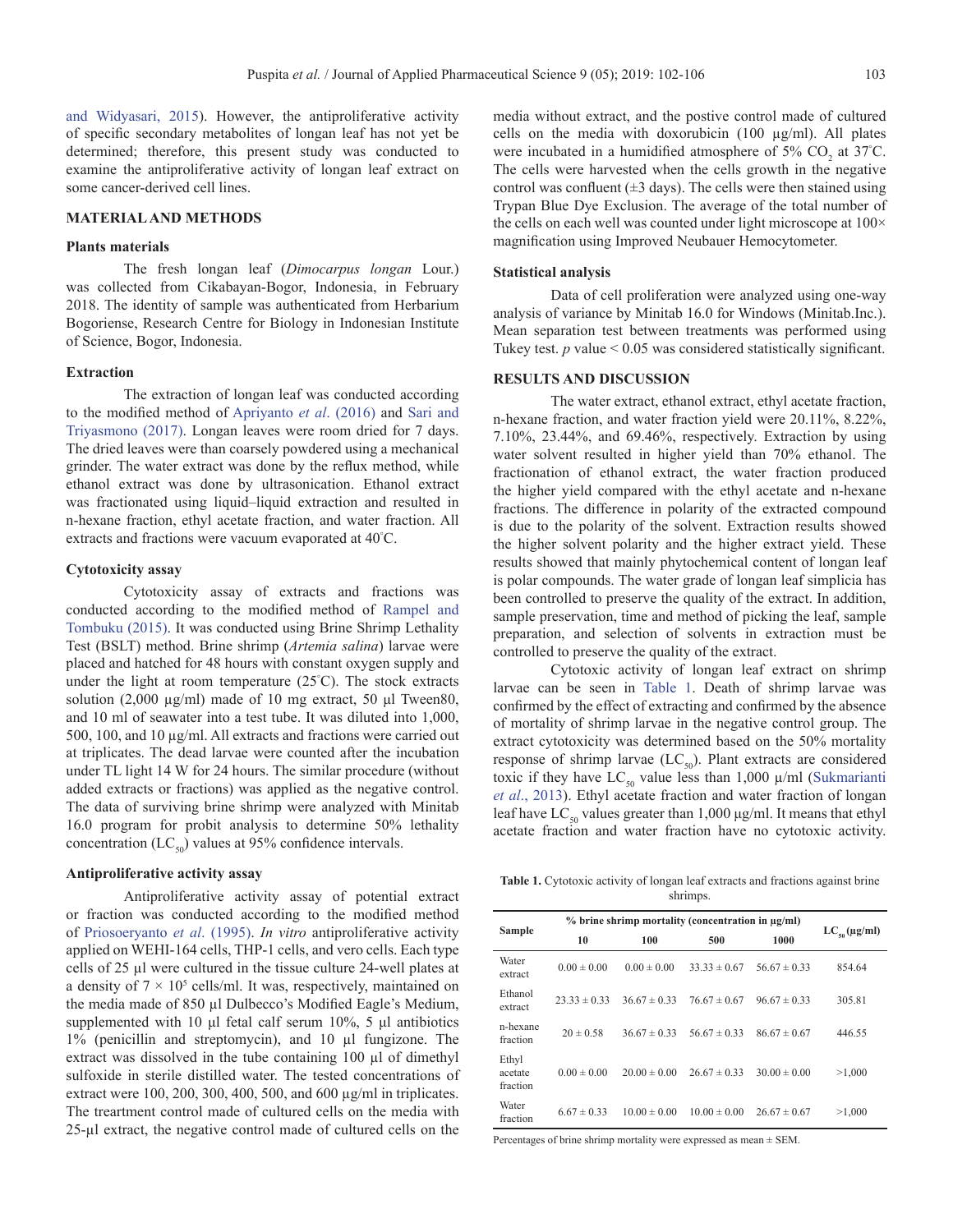and Widyasari, 2015). However, the antiproliferative activity of specific secondary metabolites of longan leaf has not yet be determined; therefore, this present study was conducted to examine the antiproliferative activity of longan leaf extract on some cancer-derived cell lines.

## MATERIAL AND METHODS

### Plants materials

The fresh longan leaf (*Dimocarpus longan* Lour.) was collected from Cikabayan-Bogor, Indonesia, in February 2018. The identity of sample was authenticated from Herbarium Bogoriense, Research Centre for Biology in Indonesian Institute of Science, Bogor, Indonesia.

### Extraction

The extraction of longan leaf was conducted according to the modified method of Apriyanto *et al*. (2016) and Sari and Triyasmono (2017). Longan leaves were room dried for 7 days. The dried leaves were than coarsely powdered using a mechanical grinder. The water extract was done by the reflux method, while ethanol extract was done by ultrasonication. Ethanol extract was fractionated using liquid–liquid extraction and resulted in n-hexane fraction, ethyl acetate fraction, and water fraction. All extracts and fractions were vacuum evaporated at 40°C.

### Cytotoxicity assay

Cytotoxicity assay of extracts and fractions was conducted according to the modified method of Rampel and Tombuku (2015). It was conducted using Brine Shrimp Lethality Test (BSLT) method. Brine shrimp (*Artemia salina*) larvae were placed and hatched for 48 hours with constant oxygen supply and under the light at room temperature (25°C). The stock extracts solution (2,000 µg/ml) made of 10 mg extract, 50 µl Tween80, and 10 ml of seawater into a test tube. It was diluted into 1,000, 500, 100, and 10 µg/ml. All extracts and fractions were carried out at triplicates. The dead larvae were counted after the incubation under TL light 14 W for 24 hours. The similar procedure (without added extracts or fractions) was applied as the negative control. The data of surviving brine shrimp were analyzed with Minitab 16.0 program for probit analysis to determine 50% lethality concentration ($LC_{50}$) values at 95% confidence intervals.

### Antiproliferative activity assay

Antiproliferative activity assay of potential extract or fraction was conducted according to the modified method of Priosoeryanto *et al*. (1995). *In vitro* antiproliferative activity applied on WEHI-164 cells, THP-1 cells, and vero cells. Each type cells of 25 µl were cultured in the tissue culture 24-well plates at a density of $7 \times 10^5$ cells/ml. It was, respectively, maintained on the media made of 850 µl Dulbecco's Modified Eagle's Medium, supplemented with 10 µl fetal calf serum 10%, 5 µl antibiotics 1% (penicillin and streptomycin), and 10 µl fungizone. The extract was dissolved in the tube containing 100 µl of dimethyl sulfoxide in sterile distilled water. The tested concentrations of extract were 100, 200, 300, 400, 500, and 600 µg/ml in triplicates. The treatment control made of cultured cells on the media with 25-µl extract, the negative control made of cultured cells on the media without extract, and the postive control made of cultured cells on the media with doxorubicin (100 µg/ml). All plates were incubated in a humidified atmosphere of 5% $CO_2$ at 37°C. The cells were harvested when the cells growth in the negative control was confluent (±3 days). The cells were then stained using Trypan Blue Dye Exclusion. The average of the total number of the cells on each well was counted under light microscope at 100× magnification using Improved Neubauer Hemocytometer.

### Statistical analysis

Data of cell proliferation were analyzed using one-way analysis of variance by Minitab 16.0 for Windows (Minitab.Inc.). Mean separation test between treatments was performed using Tukey test. $p$ value < 0.05 was considered statistically significant.

## RESULTS AND DISCUSSION

The water extract, ethanol extract, ethyl acetate fraction, n-hexane fraction, and water fraction yield were 20.11%, 8.22%, 7.10%, 23.44%, and 69.46%, respectively. Extraction by using water solvent resulted in higher yield than 70% ethanol. The fractionation of ethanol extract, the water fraction produced the higher yield compared with the ethyl acetate and n-hexane fractions. The difference in polarity of the extracted compound is due to the polarity of the solvent. Extraction results showed the higher solvent polarity and the higher extract yield. These results showed that mainly phytochemical content of longan leaf is polar compounds. The water grade of longan leaf simplicia has been controlled to preserve the quality of the extract. In addition, sample preservation, time and method of picking the leaf, sample preparation, and selection of solvents in extraction must be controlled to preserve the quality of the extract.

Cytotoxic activity of longan leaf extract on shrimp larvae can be seen in Table 1. Death of shrimp larvae was confirmed by the effect of extracting and confirmed by the absence of mortality of shrimp larvae in the negative control group. The extract cytotoxicity was determined based on the 50% mortality response of shrimp larvae ($LC_{50}$). Plant extracts are considered toxic if they have $LC_{50}$ value less than 1,000 µ/ml (Sukmarianti *et al*., 2013). Ethyl acetate fraction and water fraction of longan leaf have $LC_{50}$ values greater than 1,000 µg/ml. It means that ethyl acetate fraction and water fraction have no cytotoxic activity.

**Table 1.** Cytotoxic activity of longan leaf extracts and fractions against brine shrimps.

| Sample | % brine shrimp mortality (concentration in µg/ml) | | | | $LC_{50}$ (µg/ml) |
|---|---|---|---|---|---|
| | 10 | 100 | 500 | 1000 | |
| Water extract | 0.00 ± 0.00 | 0.00 ± 0.00 | 33.33 ± 0.67 | 56.67 ± 0.33 | 854.64 |
| Ethanol extract | 23.33 ± 0.33 | 36.67 ± 0.33 | 76.67 ± 0.67 | 96.67 ± 0.33 | 305.81 |
| n-hexane fraction | 20 ± 0.58 | 36.67 ± 0.33 | 56.67 ± 0.33 | 86.67 ± 0.67 | 446.55 |
| Ethyl acetate fraction | 0.00 ± 0.00 | 20.00 ± 0.00 | 26.67 ± 0.33 | 30.00 ± 0.00 | >1,000 |
| Water fraction | 6.67 ± 0.33 | 10.00 ± 0.00 | 10.00 ± 0.00 | 26.67 ± 0.67 | >1,000 |

Percentages of brine shrimp mortality were expressed as mean ± SEM.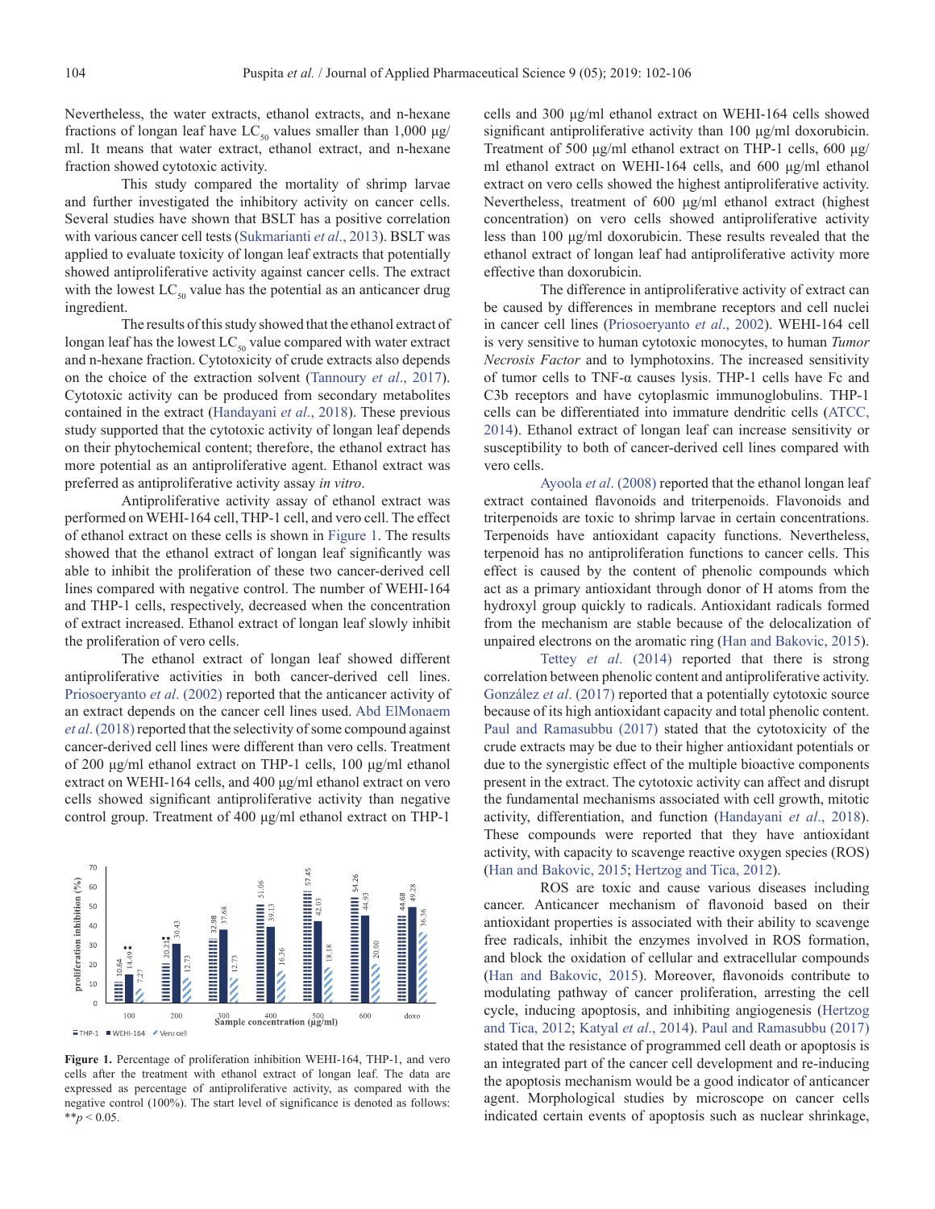Nevertheless, the water extracts, ethanol extracts, and n-hexane fractions of longan leaf have $LC_{50}$ values smaller than 1,000 μg/ml. It means that water extract, ethanol extract, and n-hexane fraction showed cytotoxic activity.

This study compared the mortality of shrimp larvae and further investigated the inhibitory activity on cancer cells. Several studies have shown that BSLT has a positive correlation with various cancer cell tests (Sukmarianti *et al*., 2013). BSLT was applied to evaluate toxicity of longan leaf extracts that potentially showed antiproliferative activity against cancer cells. The extract with the lowest $LC_{50}$ value has the potential as an anticancer drug ingredient.

The results of this study showed that the ethanol extract of longan leaf has the lowest $LC_{50}$ value compared with water extract and n-hexane fraction. Cytotoxicity of crude extracts also depends on the choice of the extraction solvent (Tannoury *et al*., 2017). Cytotoxic activity can be produced from secondary metabolites contained in the extract (Handayani *et al*., 2018). These previous study supported that the cytotoxic activity of longan leaf depends on their phytochemical content; therefore, the ethanol extract has more potential as an antiproliferative agent. Ethanol extract was preferred as antiproliferative activity assay *in vitro*.

Antiproliferative activity assay of ethanol extract was performed on WEHI-164 cell, THP-1 cell, and vero cell. The effect of ethanol extract on these cells is shown in Figure 1. The results showed that the ethanol extract of longan leaf significantly was able to inhibit the proliferation of these two cancer-derived cell lines compared with negative control. The number of WEHI-164 and THP-1 cells, respectively, decreased when the concentration of extract increased. Ethanol extract of longan leaf slowly inhibit the proliferation of vero cells.

The ethanol extract of longan leaf showed different antiproliferative activities in both cancer-derived cell lines. Priosoeryanto *et al*. (2002) reported that the anticancer activity of an extract depends on the cancer cell lines used. Abd ElMonaem *et al*. (2018) reported that the selectivity of some compound against cancer-derived cell lines were different than vero cells. Treatment of 200 μg/ml ethanol extract on THP-1 cells, 100 μg/ml ethanol extract on WEHI-164 cells, and 400 μg/ml ethanol extract on vero cells showed significant antiproliferative activity than negative control group. Treatment of 400 μg/ml ethanol extract on THP-1 cells and 300 μg/ml ethanol extract on WEHI-164 cells showed significant antiproliferative activity than 100 μg/ml doxorubicin. Treatment of 500 μg/ml ethanol extract on THP-1 cells, 600 μg/ml ethanol extract on WEHI-164 cells, and 600 μg/ml ethanol extract on vero cells showed the highest antiproliferative activity. Nevertheless, treatment of 600 μg/ml ethanol extract (highest concentration) on vero cells showed antiproliferative activity less than 100 μg/ml doxorubicin. These results revealed that the ethanol extract of longan leaf had antiproliferative activity more effective than doxorubicin.

| Sample concentration (μg/ml) | THP-1 | WEHI-164 | Vero cell |
|---|---|---|---|
| 100 | 10.64 | 14.49** | 7.27 |
| 200 | 20.21** | 30.43 | 12.73 |
| 300 | 32.98 | 37.68 | 12.73 |
| 400 | 51.06 | 39.13 | 16.36 |
| 500 | 57.45 | 42.03 | 18.18 |
| 600 | 54.26 | 44.93 | 20.00 |
| doxo | 44.68 | 49.28 | 36.36 |

**Figure 1.** Percentage of proliferation inhibition WEHI-164, THP-1, and vero cells after the treatment with ethanol extract of longan leaf. The data are expressed as percentage of antiproliferative activity, as compared with the negative control (100%). The start level of significance is denoted as follows: $^{**}p < 0.05$.

The difference in antiproliferative activity of extract can be caused by differences in membrane receptors and cell nuclei in cancer cell lines (Priosoeryanto *et al*., 2002). WEHI-164 cell is very sensitive to human cytotoxic monocytes, to human *Tumor Necrosis Factor* and to lymphotoxins. The increased sensitivity of tumor cells to TNF-α causes lysis. THP-1 cells have Fc and C3b receptors and have cytoplasmic immunoglobulins. THP-1 cells can be differentiated into immature dendritic cells (ATCC, 2014). Ethanol extract of longan leaf can increase sensitivity or susceptibility to both of cancer-derived cell lines compared with vero cells.

Ayoola *et al*. (2008) reported that the ethanol longan leaf extract contained flavonoids and triterpenoids. Flavonoids and triterpenoids are toxic to shrimp larvae in certain concentrations. Terpenoids have antioxidant capacity functions. Nevertheless, terpenoid has no antiproliferation functions to cancer cells. This effect is caused by the content of phenolic compounds which act as a primary antioxidant through donor of H atoms from the hydroxyl group quickly to radicals. Antioxidant radicals formed from the mechanism are stable because of the delocalization of unpaired electrons on the aromatic ring (Han and Bakovic, 2015).

Tettey *et al*. (2014) reported that there is strong correlation between phenolic content and antiproliferative activity. González *et al*. (2017) reported that a potentially cytotoxic source because of its high antioxidant capacity and total phenolic content. Paul and Ramasubbu (2017) stated that the cytotoxicity of the crude extracts may be due to their higher antioxidant potentials or due to the synergistic effect of the multiple bioactive components present in the extract. The cytotoxic activity can affect and disrupt the fundamental mechanisms associated with cell growth, mitotic activity, differentiation, and function (Handayani *et al*., 2018). These compounds were reported that they have antioxidant activity, with capacity to scavenge reactive oxygen species (ROS) (Han and Bakovic, 2015; Hertzog and Tica, 2012).

ROS are toxic and cause various diseases including cancer. Anticancer mechanism of flavonoid based on their antioxidant properties is associated with their ability to scavenge free radicals, inhibit the enzymes involved in ROS formation, and block the oxidation of cellular and extracellular compounds (Han and Bakovic, 2015). Moreover, flavonoids contribute to modulating pathway of cancer proliferation, arresting the cell cycle, inducing apoptosis, and inhibiting angiogenesis (Hertzog and Tica, 2012; Katyal *et al*., 2014). Paul and Ramasubbu (2017) stated that the resistance of programmed cell death or apoptosis is an integrated part of the cancer cell development and re-inducing the apoptosis mechanism would be a good indicator of anticancer agent. Morphological studies by microscope on cancer cells indicated certain events of apoptosis such as nuclear shrinkage,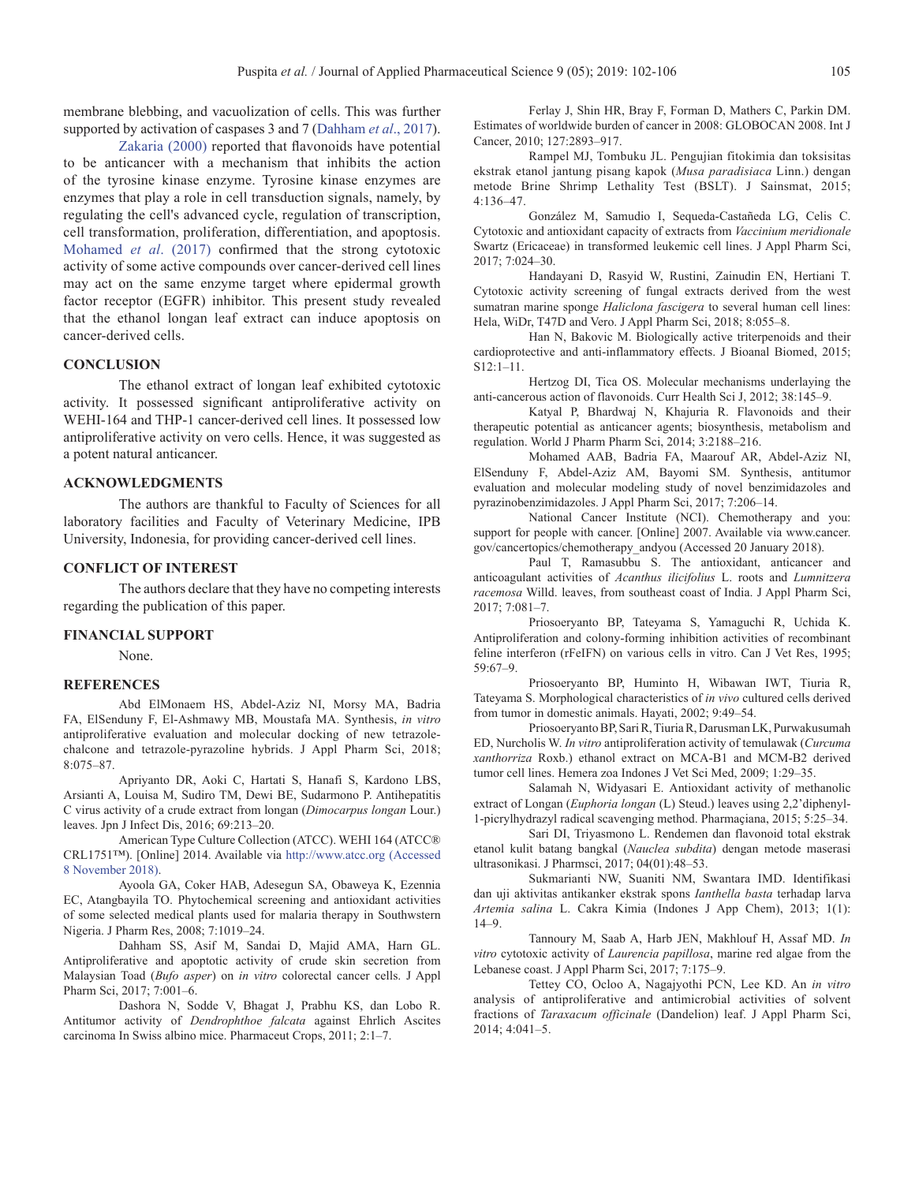membrane blebbing, and vacuolization of cells. This was further supported by activation of caspases 3 and 7 (Dahham *et al*., 2017).

Zakaria (2000) reported that flavonoids have potential to be anticancer with a mechanism that inhibits the action of the tyrosine kinase enzyme. Tyrosine kinase enzymes are enzymes that play a role in cell transduction signals, namely, by regulating the cell's advanced cycle, regulation of transcription, cell transformation, proliferation, differentiation, and apoptosis. Mohamed *et al*. (2017) confirmed that the strong cytotoxic activity of some active compounds over cancer-derived cell lines may act on the same enzyme target where epidermal growth factor receptor (EGFR) inhibitor. This present study revealed that the ethanol longan leaf extract can induce apoptosis on cancer-derived cells.

## CONCLUSION

The ethanol extract of longan leaf exhibited cytotoxic activity. It possessed significant antiproliferative activity on WEHI-164 and THP-1 cancer-derived cell lines. It possessed low antiproliferative activity on vero cells. Hence, it was suggested as a potent natural anticancer.

## ACKNOWLEDGMENTS

The authors are thankful to Faculty of Sciences for all laboratory facilities and Faculty of Veterinary Medicine, IPB University, Indonesia, for providing cancer-derived cell lines.

## CONFLICT OF INTEREST

The authors declare that they have no competing interests regarding the publication of this paper.

## FINANCIAL SUPPORT

None.

## REFERENCES

Abd ElMonaem HS, Abdel-Aziz NI, Morsy MA, Badria FA, ElSenduny F, El-Ashmawy MB, Moustafa MA. Synthesis, *in vitro* antiproliferative evaluation and molecular docking of new tetrazole-chalcone and tetrazole-pyrazoline hybrids. J Appl Pharm Sci, 2018; 8:075–87.

Apriyanto DR, Aoki C, Hartati S, Hanafi S, Kardono LBS, Arsianti A, Louisa M, Sudiro TM, Dewi BE, Sudarmono P. Antihepatitis C virus activity of a crude extract from longan (*Dimocarpus longan* Lour.) leaves. Jpn J Infect Dis, 2016; 69:213–20.

American Type Culture Collection (ATCC). WEHI 164 (ATCC® CRL1751™). [Online] 2014. Available via http://www.atcc.org (Accessed 8 November 2018).

Ayoola GA, Coker HAB, Adesegun SA, Obaweya K, Ezennia EC, Atangbayila TO. Phytochemical screening and antioxidant activities of some selected medical plants used for malaria therapy in Southwestern Nigeria. J Pharm Res, 2008; 7:1019–24.

Dahham SS, Asif M, Sandai D, Majid AMA, Harn GL. Antiproliferative and apoptotic activity of crude skin secretion from Malaysian Toad (*Bufo asper*) on *in vitro* colorectal cancer cells. J Appl Pharm Sci, 2017; 7:001–6.

Dashora N, Sodde V, Bhagat J, Prabhu KS, dan Lobo R. Antitumor activity of *Dendrophthoe falcata* against Ehrlich Ascites carcinoma In Swiss albino mice. Pharmaceut Crops, 2011; 2:1–7.

Ferlay J, Shin HR, Bray F, Forman D, Mathers C, Parkin DM. Estimates of worldwide burden of cancer in 2008: GLOBOCAN 2008. Int J Cancer, 2010; 127:2893–917.

Rampel MJ, Tombuku JL. Pengujian fitokimia dan toksisitas ekstrak etanol jantung pisang kapok (*Musa paradisiaca* Linn.) dengan metode Brine Shrimp Lethality Test (BSLT). J Sainsmat, 2015; 4:136–47.

González M, Samudio I, Sequeda-Castañeda LG, Celis C. Cytotoxic and antioxidant capacity of extracts from *Vaccinium meridionale* Swartz (Ericaceae) in transformed leukemic cell lines. J Appl Pharm Sci, 2017; 7:024–30.

Handayani D, Rasyid W, Rustini, Zainudin EN, Hertiani T. Cytotoxic activity screening of fungal extracts derived from the west sumatran marine sponge *Haliclona fascigera* to several human cell lines: Hela, WiDr, T47D and Vero. J Appl Pharm Sci, 2018; 8:055–8.

Han N, Bakovic M. Biologically active triterpenoids and their cardioprotective and anti-inflammatory effects. J Bioanal Biomed, 2015; S12:1–11.

Hertzog DI, Tica OS. Molecular mechanisms underlaying the anti-cancerous action of flavonoids. Curr Health Sci J, 2012; 38:145–9.

Katyal P, Bhardwaj N, Khajuria R. Flavonoids and their therapeutic potential as anticancer agents; biosynthesis, metabolism and regulation. World J Pharm Pharm Sci, 2014; 3:2188–216.

Mohamed AAB, Badria FA, Maarouf AR, Abdel-Aziz NI, ElSenduny F, Abdel-Aziz AM, Bayomi SM. Synthesis, antitumor evaluation and molecular modeling study of novel benzimidazoles and pyrazinobenzimidazoles. J Appl Pharm Sci, 2017; 7:206–14.

National Cancer Institute (NCI). Chemotherapy and you: support for people with cancer. [Online] 2007. Available via www.cancer.gov/cancertopics/chemotherapy_andyou (Accessed 20 January 2018).

Paul T, Ramasubbu S. The antioxidant, anticancer and anticoagulant activities of *Acanthus ilicifolius* L. roots and *Lumnitzera racemosa* Willd. leaves, from southeast coast of India. J Appl Pharm Sci, 2017; 7:081–7.

Priosoeryanto BP, Tateyama S, Yamaguchi R, Uchida K. Antiproliferation and colony-forming inhibition activities of recombinant feline interferon (rFeIFN) on various cells in vitro. Can J Vet Res, 1995; 59:67–9.

Priosoeryanto BP, Huminto H, Wibawan IWT, Tiuria R, Tateyama S. Morphological characteristics of *in vivo* cultured cells derived from tumor in domestic animals. Hayati, 2002; 9:49–54.

Priosoeryanto BP, Sari R, Tiuria R, Darusman LK, Purwakusumah ED, Nurcholis W. *In vitro* antiproliferation activity of temulawak (*Curcuma xanthorriza* Roxb.) ethanol extract on MCA-B1 and MCM-B2 derived tumor cell lines. Hemera zoa Indones J Vet Sci Med, 2009; 1:29–35.

Salamah N, Widyasari E. Antioxidant activity of methanolic extract of Longan (*Euphoria longan* (L) Steud.) leaves using 2,2'diphenyl-1-picrylhydrazyl radical scavenging method. Pharmaçiana, 2015; 5:25–34.

Sari DI, Triyasmono L. Rendemen dan flavonoid total ekstrak etanol kulit batang bangkal (*Nauclea subdita*) dengan metode maserasi ultrasonikasi. J Pharmsci, 2017; 04(01):48–53.

Sukmarianti NW, Suaniti NM, Swantara IMD. Identifikasi dan uji aktivitas antikanker ekstrak spons *Ianthella basta* terhadap larva *Artemia salina* L. Cakra Kimia (Indones J App Chem), 2013; 1(1): 14–9.

Tannoury M, Saab A, Harb JEN, Makhlouf H, Assaf MD. *In vitro* cytotoxic activity of *Laurencia papillosa*, marine red algae from the Lebanese coast. J Appl Pharm Sci, 2017; 7:175–9.

Tettey CO, Ocloo A, Nagajyothi PCN, Lee KD. An *in vitro* analysis of antiproliferative and antimicrobial activities of solvent fractions of *Taraxacum officinale* (Dandelion) leaf. J Appl Pharm Sci, 2014; 4:041–5.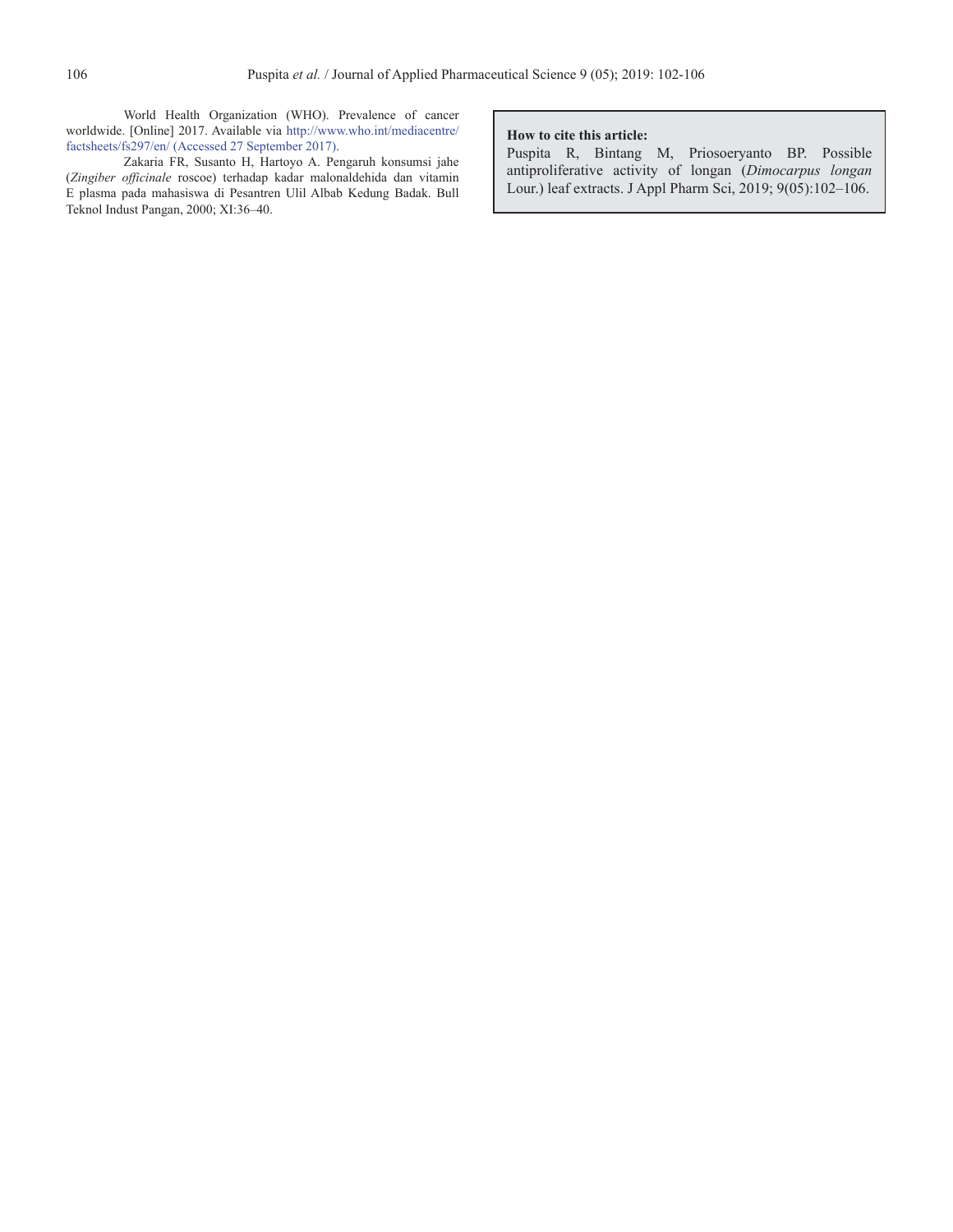World Health Organization (WHO). Prevalence of cancer worldwide. [Online] 2017. Available via http://www.who.int/mediacentre/factsheets/fs297/en/ (Accessed 27 September 2017).

Zakaria FR, Susanto H, Hartoyo A. Pengaruh konsumsi jahe (*Zingiber officinale* roscoe) terhadap kadar malonaldehida dan vitamin E plasma pada mahasiswa di Pesantren Ulil Albab Kedung Badak. Bull Teknol Indust Pangan, 2000; XI:36–40.

**How to cite this article:**

Puspita R, Bintang M, Priosoeryanto BP. Possible antiproliferative activity of longan (*Dimocarpus longan* Lour.) leaf extracts. J Appl Pharm Sci, 2019; 9(05):102–106.